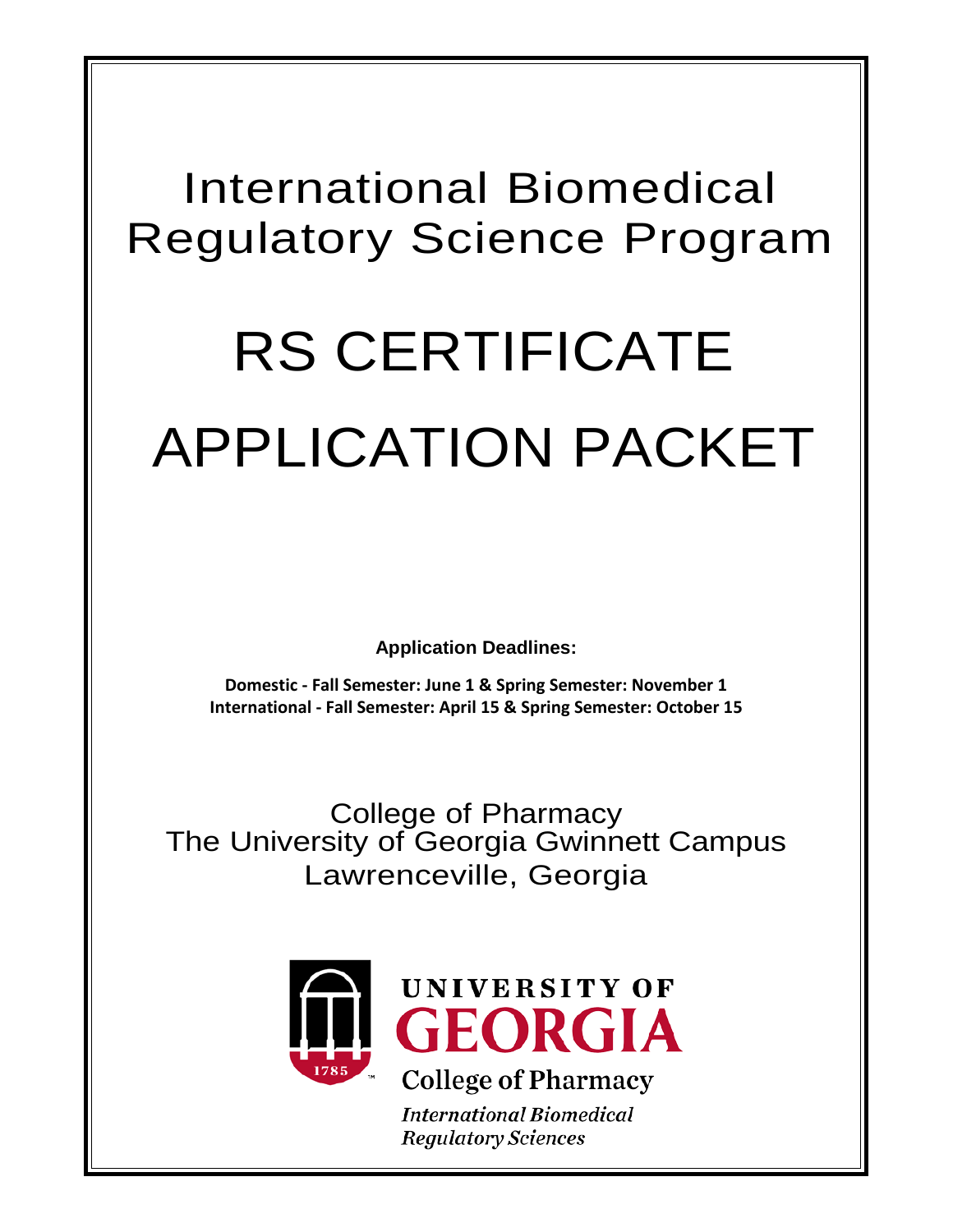# International Biomedical Regulatory Science Program

# RS CERTIFICATE APPLICATION PACKET

**Application Deadlines:**

**Domestic - Fall Semester: June 1 & Spring Semester: November 1**
**International - Fall Semester: April 15 & Spring Semester: October 15**

College of Pharmacy
The University of Georgia Gwinnett Campus
Lawrenceville, Georgia

UNIVERSITY OF GEORGIA
College of Pharmacy
*International Biomedical Regulatory Sciences*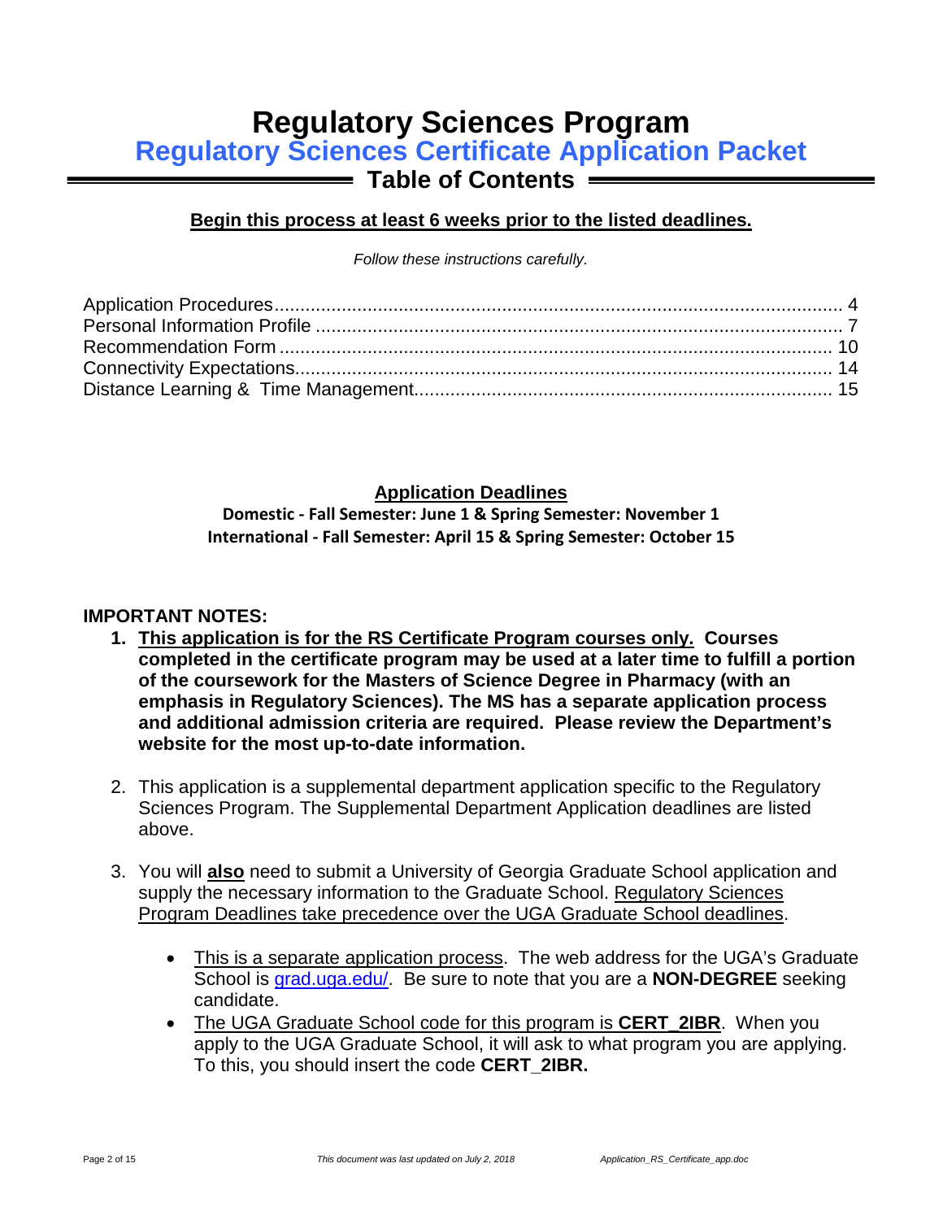# Regulatory Sciences Program

## Regulatory Sciences Certificate Application Packet

### Table of Contents

**Begin this process at least 6 weeks prior to the listed deadlines.**

*Follow these instructions carefully.*

Application Procedures.............................................................................................................. 4
Personal Information Profile ...................................................................................................... 7
Recommendation Form ........................................................................................................... 10
Connectivity Expectations......................................................................................................... 14
Distance Learning & Time Management.................................................................................. 15

**Application Deadlines**

**Domestic - Fall Semester: June 1 & Spring Semester: November 1**
**International - Fall Semester: April 15 & Spring Semester: October 15**

**IMPORTANT NOTES:**

1. **This application is for the RS Certificate Program courses only. Courses completed in the certificate program may be used at a later time to fulfill a portion of the coursework for the Masters of Science Degree in Pharmacy (with an emphasis in Regulatory Sciences). The MS has a separate application process and additional admission criteria are required. Please review the Department's website for the most up-to-date information.**

2. This application is a supplemental department application specific to the Regulatory Sciences Program. The Supplemental Department Application deadlines are listed above.

3. You will **also** need to submit a University of Georgia Graduate School application and supply the necessary information to the Graduate School. Regulatory Sciences Program Deadlines take precedence over the UGA Graduate School deadlines.

   - This is a separate application process. The web address for the UGA's Graduate School is grad.uga.edu/. Be sure to note that you are a **NON-DEGREE** seeking candidate.
   - The UGA Graduate School code for this program is **CERT_2IBR**. When you apply to the UGA Graduate School, it will ask to what program you are applying. To this, you should insert the code **CERT_2IBR.**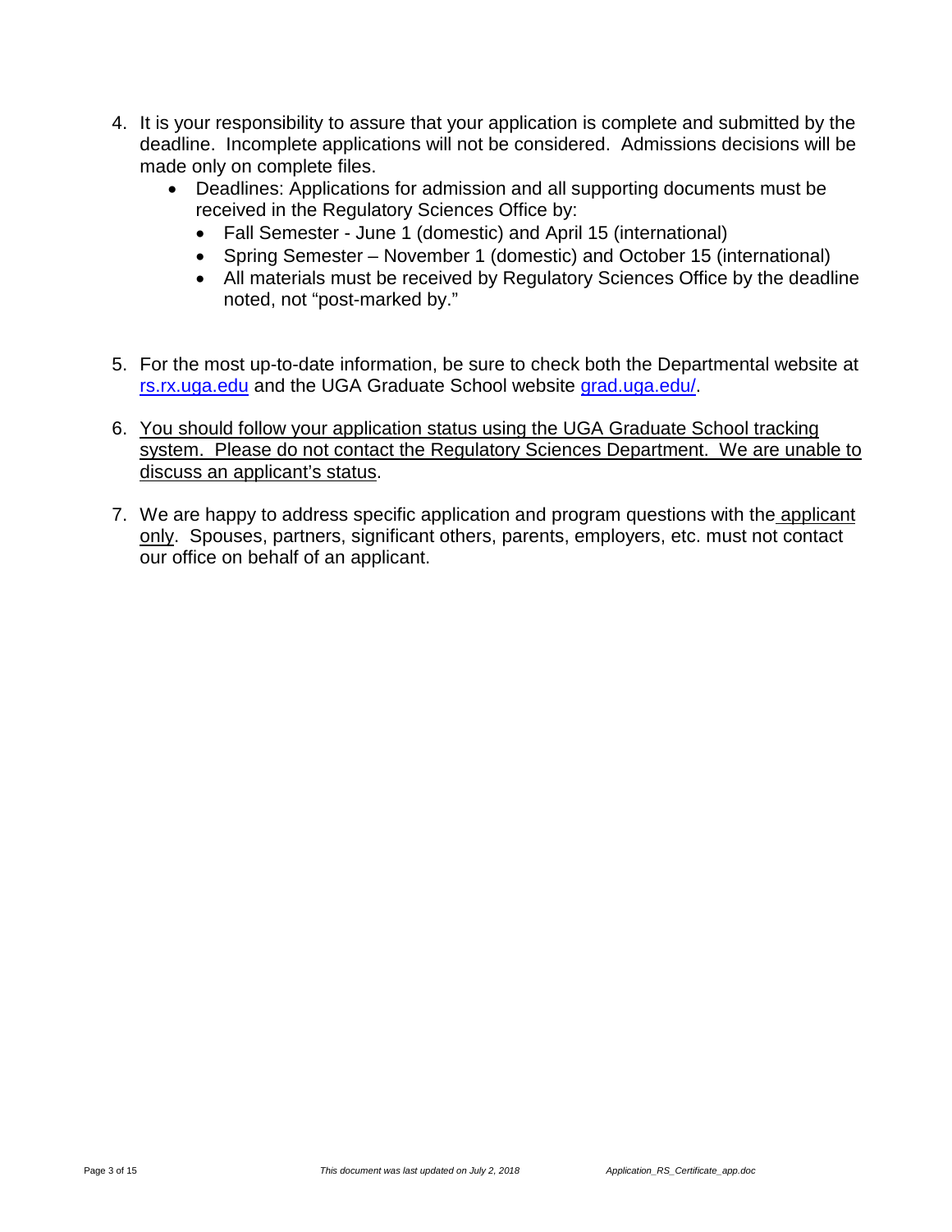4. It is your responsibility to assure that your application is complete and submitted by the deadline. Incomplete applications will not be considered. Admissions decisions will be made only on complete files.
   - Deadlines: Applications for admission and all supporting documents must be received in the Regulatory Sciences Office by:
     - Fall Semester - June 1 (domestic) and April 15 (international)
     - Spring Semester – November 1 (domestic) and October 15 (international)
     - All materials must be received by Regulatory Sciences Office by the deadline noted, not “post-marked by.”

5. For the most up-to-date information, be sure to check both the Departmental website at [rs.rx.uga.edu](rs.rx.uga.edu) and the UGA Graduate School website [grad.uga.edu/](grad.uga.edu/).

6. <u>You should follow your application status using the UGA Graduate School tracking system. Please do not contact the Regulatory Sciences Department. We are unable to discuss an applicant’s status</u>.

7. We are happy to address specific application and program questions with the <u>applicant only</u>. Spouses, partners, significant others, parents, employers, etc. must not contact our office on behalf of an applicant.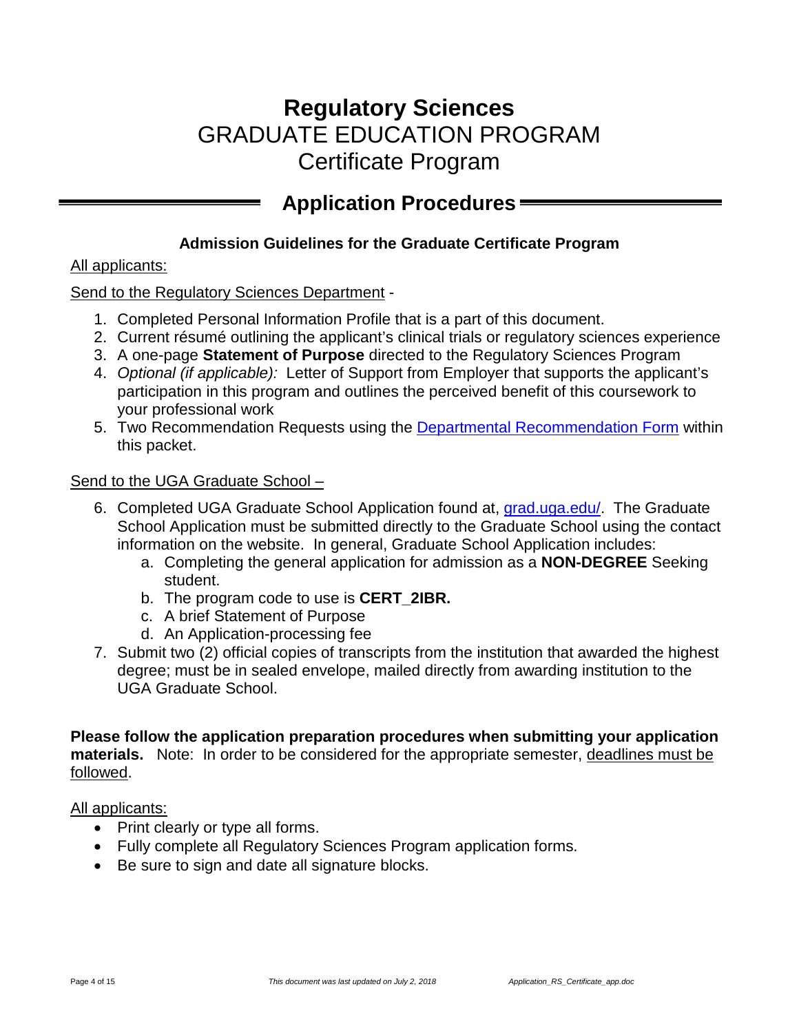# Regulatory Sciences
# GRADUATE EDUCATION PROGRAM
# Certificate Program

## Application Procedures

### Admission Guidelines for the Graduate Certificate Program

All applicants:

Send to the Regulatory Sciences Department -

1. Completed Personal Information Profile that is a part of this document.
2. Current résumé outlining the applicant's clinical trials or regulatory sciences experience
3. A one-page **Statement of Purpose** directed to the Regulatory Sciences Program
4. *Optional (if applicable):* Letter of Support from Employer that supports the applicant's participation in this program and outlines the perceived benefit of this coursework to your professional work
5. Two Recommendation Requests using the Departmental Recommendation Form within this packet.

Send to the UGA Graduate School –

6. Completed UGA Graduate School Application found at, grad.uga.edu/. The Graduate School Application must be submitted directly to the Graduate School using the contact information on the website. In general, Graduate School Application includes:
   a. Completing the general application for admission as a **NON-DEGREE** Seeking student.
   b. The program code to use is **CERT_2IBR.**
   c. A brief Statement of Purpose
   d. An Application-processing fee
7. Submit two (2) official copies of transcripts from the institution that awarded the highest degree; must be in sealed envelope, mailed directly from awarding institution to the UGA Graduate School.

**Please follow the application preparation procedures when submitting your application materials.** Note: In order to be considered for the appropriate semester, deadlines must be followed.

All applicants:

- Print clearly or type all forms.
- Fully complete all Regulatory Sciences Program application forms.
- Be sure to sign and date all signature blocks.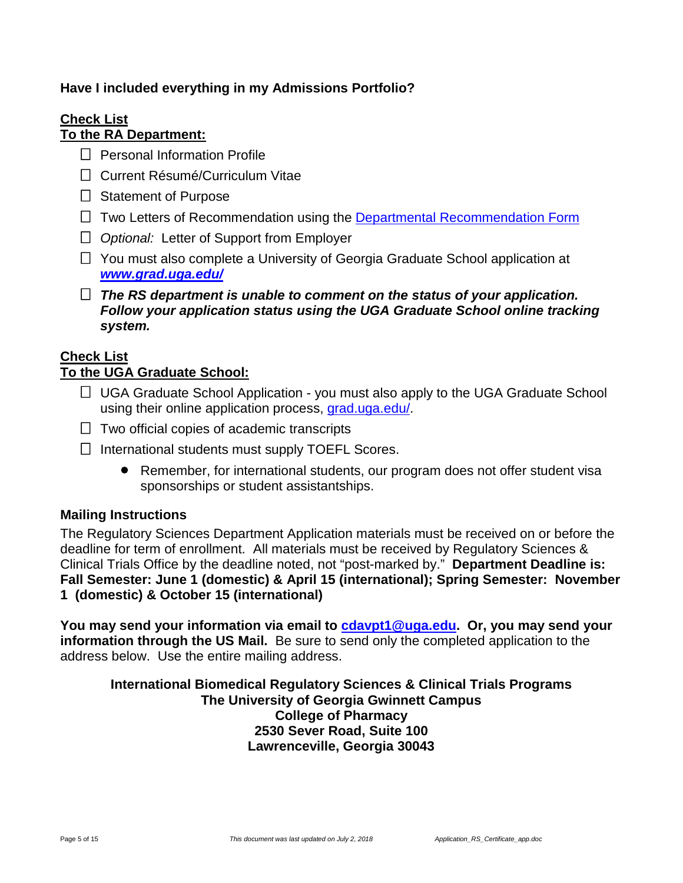**Have I included everything in my Admissions Portfolio?**

**Check List**
**To the RA Department:**

- ☐ Personal Information Profile
- ☐ Current Résumé/Curriculum Vitae
- ☐ Statement of Purpose
- ☐ Two Letters of Recommendation using the Departmental Recommendation Form
- ☐ *Optional:* Letter of Support from Employer
- ☐ You must also complete a University of Georgia Graduate School application at ***www.grad.uga.edu/***
- ☐ ***The RS department is unable to comment on the status of your application. Follow your application status using the UGA Graduate School online tracking system.***

**Check List**
**To the UGA Graduate School:**

- ☐ UGA Graduate School Application - you must also apply to the UGA Graduate School using their online application process, grad.uga.edu/.
- ☐ Two official copies of academic transcripts
- ☐ International students must supply TOEFL Scores.
  - Remember, for international students, our program does not offer student visa sponsorships or student assistantships.

**Mailing Instructions**

The Regulatory Sciences Department Application materials must be received on or before the deadline for term of enrollment. All materials must be received by Regulatory Sciences & Clinical Trials Office by the deadline noted, not "post-marked by." **Department Deadline is: Fall Semester: June 1 (domestic) & April 15 (international); Spring Semester: November 1 (domestic) & October 15 (international)**

**You may send your information via email to cdavpt1@uga.edu. Or, you may send your information through the US Mail.** Be sure to send only the completed application to the address below. Use the entire mailing address.

**International Biomedical Regulatory Sciences & Clinical Trials Programs**
**The University of Georgia Gwinnett Campus**
**College of Pharmacy**
**2530 Sever Road, Suite 100**
**Lawrenceville, Georgia 30043**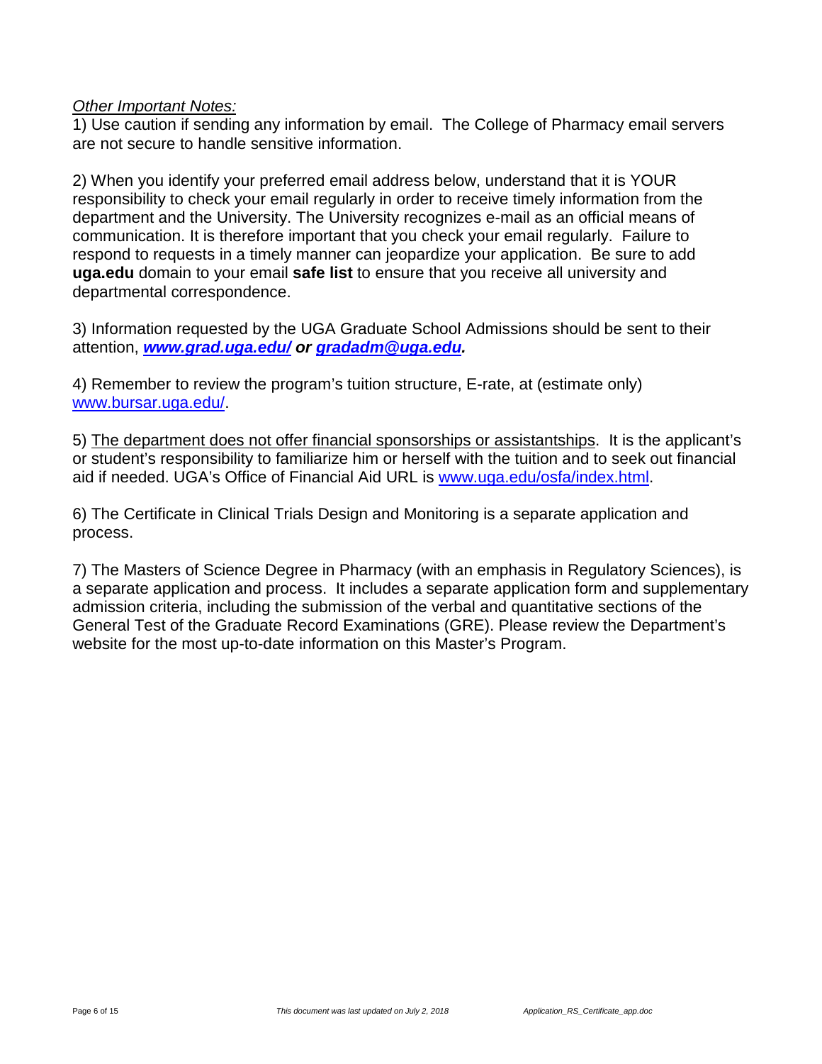*Other Important Notes:*

1) Use caution if sending any information by email. The College of Pharmacy email servers are not secure to handle sensitive information.

2) When you identify your preferred email address below, understand that it is YOUR responsibility to check your email regularly in order to receive timely information from the department and the University. The University recognizes e-mail as an official means of communication. It is therefore important that you check your email regularly. Failure to respond to requests in a timely manner can jeopardize your application. Be sure to add **uga.edu** domain to your email **safe list** to ensure that you receive all university and departmental correspondence.

3) Information requested by the UGA Graduate School Admissions should be sent to their attention, ***www.grad.uga.edu/ or gradadm@uga.edu.***

4) Remember to review the program's tuition structure, E-rate, at (estimate only) www.bursar.uga.edu/.

5) The department does not offer financial sponsorships or assistantships. It is the applicant's or student's responsibility to familiarize him or herself with the tuition and to seek out financial aid if needed. UGA's Office of Financial Aid URL is www.uga.edu/osfa/index.html.

6) The Certificate in Clinical Trials Design and Monitoring is a separate application and process.

7) The Masters of Science Degree in Pharmacy (with an emphasis in Regulatory Sciences), is a separate application and process. It includes a separate application form and supplementary admission criteria, including the submission of the verbal and quantitative sections of the General Test of the Graduate Record Examinations (GRE). Please review the Department's website for the most up-to-date information on this Master's Program.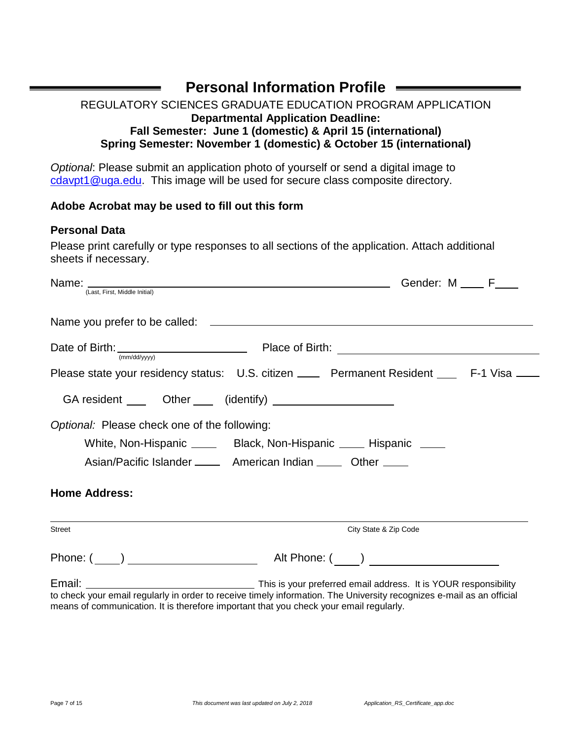## Personal Information Profile

REGULATORY SCIENCES GRADUATE EDUCATION PROGRAM APPLICATION

**Departmental Application Deadline:**
**Fall Semester: June 1 (domestic) & April 15 (international)**
**Spring Semester: November 1 (domestic) & October 15 (international)**

*Optional*: Please submit an application photo of yourself or send a digital image to cdavpt1@uga.edu. This image will be used for secure class composite directory.

**Adobe Acrobat may be used to fill out this form**

**Personal Data**

Please print carefully or type responses to all sections of the application. Attach additional sheets if necessary.

Name: ______________________________________________ Gender: M ____ F____
(Last, First, Middle Initial)

Name you prefer to be called: ______________________________________________

Date of Birth: ____________________ Place of Birth: ______________________________
(mm/dd/yyyy)

Please state your residency status: U.S. citizen ____ Permanent Resident ___ F-1 Visa ____

GA resident ___ Other ___ (identify) ____________________

*Optional:* Please check one of the following:

White, Non-Hispanic ____ Black, Non-Hispanic ____ Hispanic ____

Asian/Pacific Islander ____ American Indian ____ Other ____

**Home Address:**

______________________________________________________________________
Street City State & Zip Code

Phone: (____) ____________________ Alt Phone: (____) ____________________

Email: ______________________________ This is your preferred email address. It is YOUR responsibility to check your email regularly in order to receive timely information. The University recognizes e-mail as an official means of communication. It is therefore important that you check your email regularly.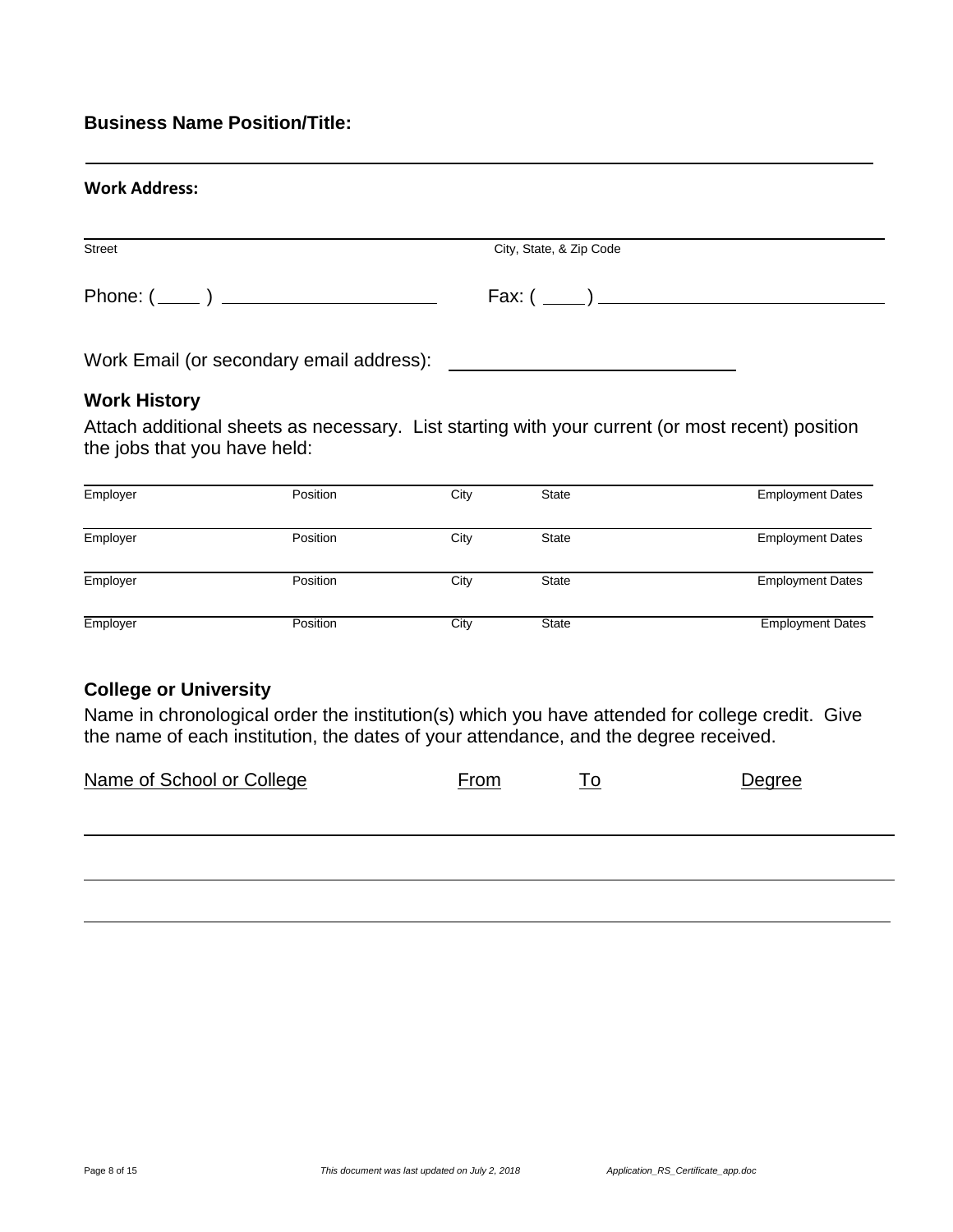**Business Name Position/Title:**

\_\_\_\_\_\_\_\_\_\_\_\_\_\_\_\_\_\_\_\_\_\_\_\_\_\_\_\_\_\_\_\_\_\_\_\_\_\_\_\_\_\_\_\_\_\_\_\_\_\_\_\_\_\_\_\_\_\_\_\_

**Work Address:**

| Street | City, State, & Zip Code |
|---|---|
| | |

Phone: ( \_\_\_\_ ) \_\_\_\_\_\_\_\_\_\_\_\_\_\_\_\_\_\_\_\_ Fax: ( \_\_\_\_ ) \_\_\_\_\_\_\_\_\_\_\_\_\_\_\_\_\_\_\_\_\_\_\_\_\_\_

Work Email (or secondary email address): \_\_\_\_\_\_\_\_\_\_\_\_\_\_\_\_\_\_\_\_\_\_\_\_\_\_\_\_

### Work History

Attach additional sheets as necessary. List starting with your current (or most recent) position the jobs that you have held:

| Employer | Position | City | State | Employment Dates |
|---|---|---|---|---|
| Employer | Position | City | State | Employment Dates |
| Employer | Position | City | State | Employment Dates |
| Employer | Position | City | State | Employment Dates |

### College or University

Name in chronological order the institution(s) which you have attended for college credit. Give the name of each institution, the dates of your attendance, and the degree received.

| Name of School or College | From | To | Degree |
|---|---|---|---|
| | | | |
| | | | |
| | | | |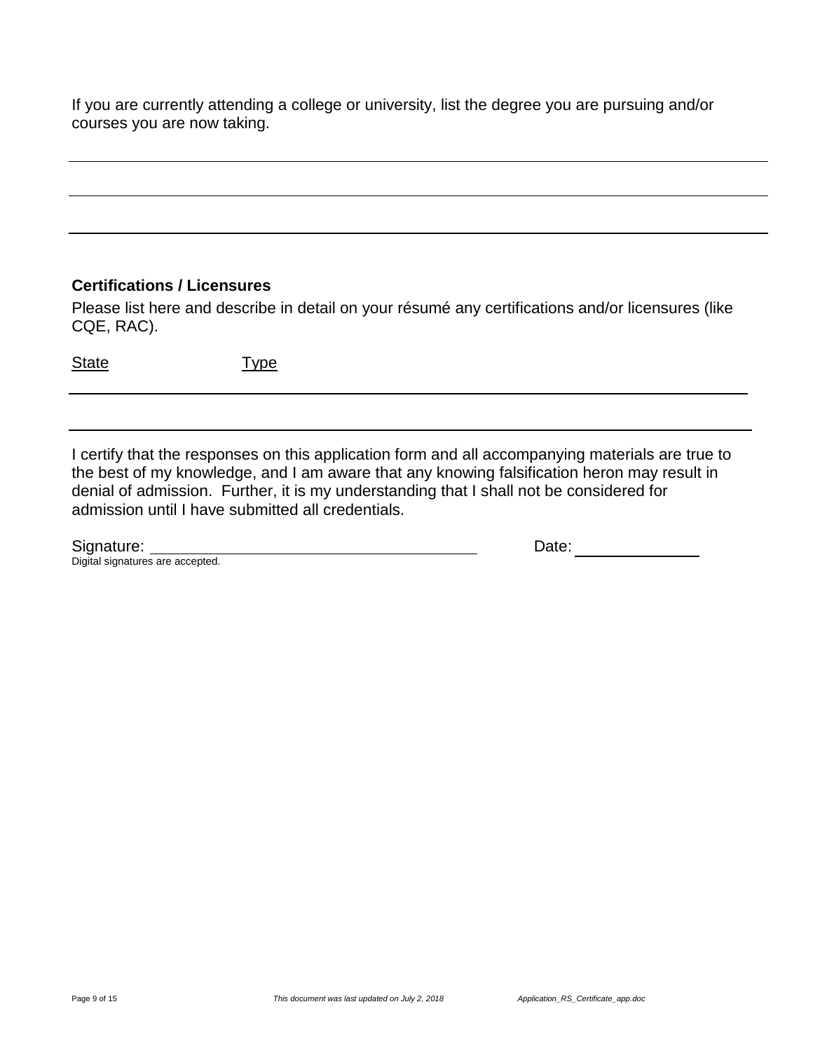If you are currently attending a college or university, list the degree you are pursuing and/or courses you are now taking.

---

---

---

**Certifications / Licensures**

Please list here and describe in detail on your résumé any certifications and/or licensures (like CQE, RAC).

State Type

---

---

I certify that the responses on this application form and all accompanying materials are true to the best of my knowledge, and I am aware that any knowing falsification heron may result in denial of admission. Further, it is my understanding that I shall not be considered for admission until I have submitted all credentials.

Signature: ______________________________ Date: ______________

Digital signatures are accepted.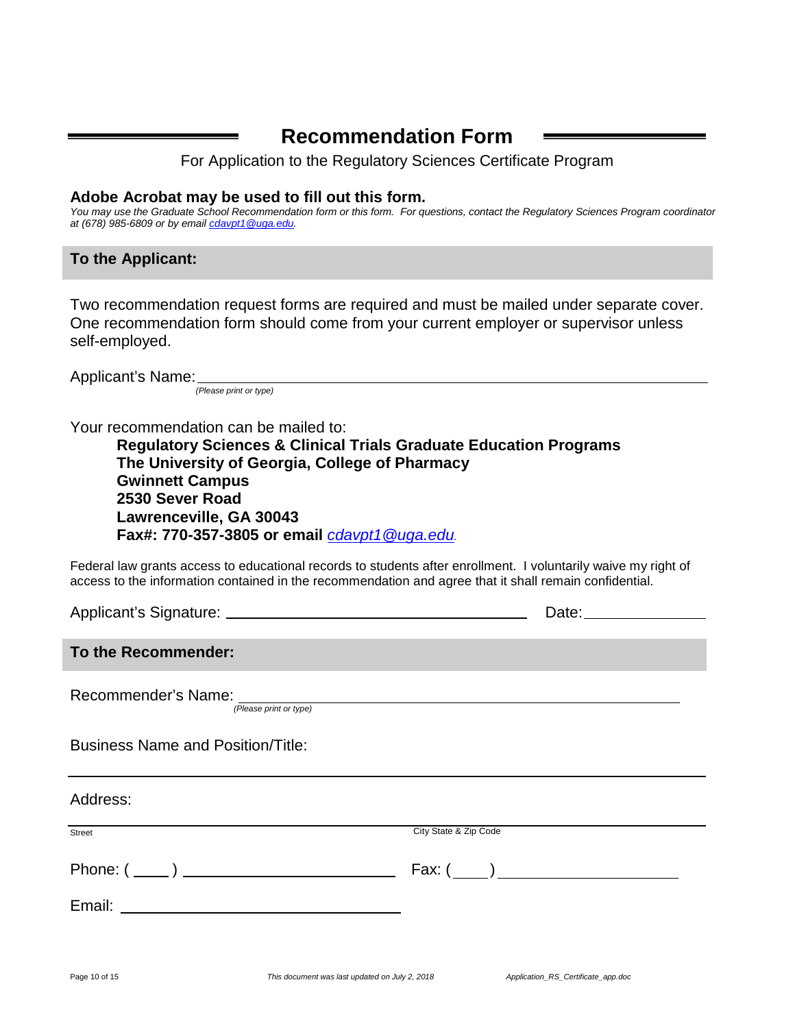# Recommendation Form

For Application to the Regulatory Sciences Certificate Program

**Adobe Acrobat may be used to fill out this form.**

*You may use the Graduate School Recommendation form or this form. For questions, contact the Regulatory Sciences Program coordinator at (678) 985-6809 or by email cdavpt1@uga.edu.*

## To the Applicant:

Two recommendation request forms are required and must be mailed under separate cover. One recommendation form should come from your current employer or supervisor unless self-employed.

Applicant's Name: ______________________________________________
*(Please print or type)*

Your recommendation can be mailed to:

**Regulatory Sciences & Clinical Trials Graduate Education Programs**
**The University of Georgia, College of Pharmacy**
**Gwinnett Campus**
**2530 Sever Road**
**Lawrenceville, GA 30043**
**Fax#: 770-357-3805 or email** *cdavpt1@uga.edu.*

Federal law grants access to educational records to students after enrollment. I voluntarily waive my right of access to the information contained in the recommendation and agree that it shall remain confidential.

Applicant's Signature: ______________________________ Date: ______________

## To the Recommender:

Recommender's Name: ______________________________________________
*(Please print or type)*

Business Name and Position/Title:

______________________________________________

Address:

______________________________________________
Street City State & Zip Code

Phone: ( ____ ) ______________________ Fax: ( ____ ) ______________________

Email: ______________________________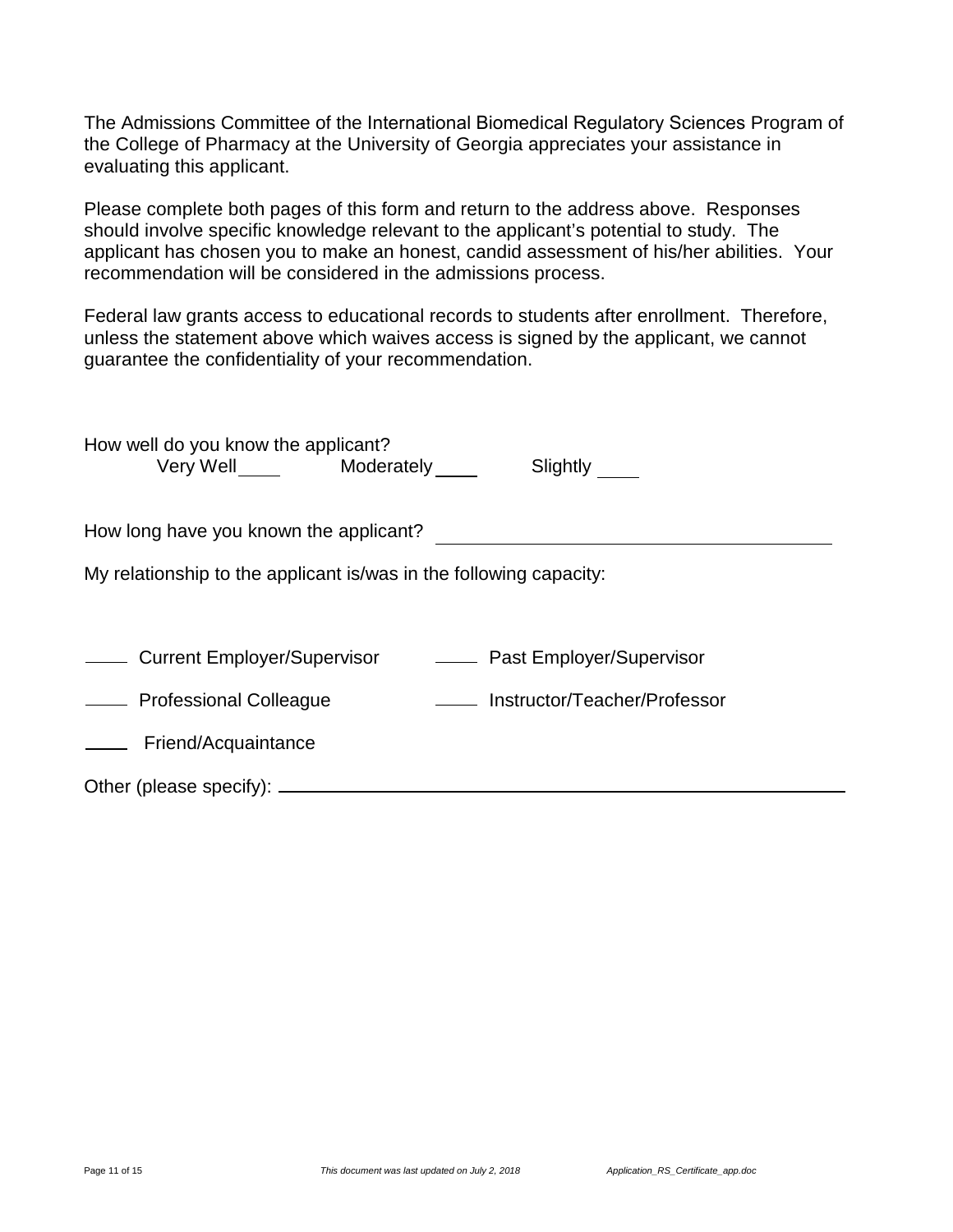The Admissions Committee of the International Biomedical Regulatory Sciences Program of the College of Pharmacy at the University of Georgia appreciates your assistance in evaluating this applicant.

Please complete both pages of this form and return to the address above. Responses should involve specific knowledge relevant to the applicant's potential to study. The applicant has chosen you to make an honest, candid assessment of his/her abilities. Your recommendation will be considered in the admissions process.

Federal law grants access to educational records to students after enrollment. Therefore, unless the statement above which waives access is signed by the applicant, we cannot guarantee the confidentiality of your recommendation.

How well do you know the applicant?

Very Well ____ Moderately ____ Slightly ____

How long have you known the applicant? ______________________________

My relationship to the applicant is/was in the following capacity:

____ Current Employer/Supervisor ____ Past Employer/Supervisor

____ Professional Colleague ____ Instructor/Teacher/Professor

____ Friend/Acquaintance

Other (please specify): ______________________________________________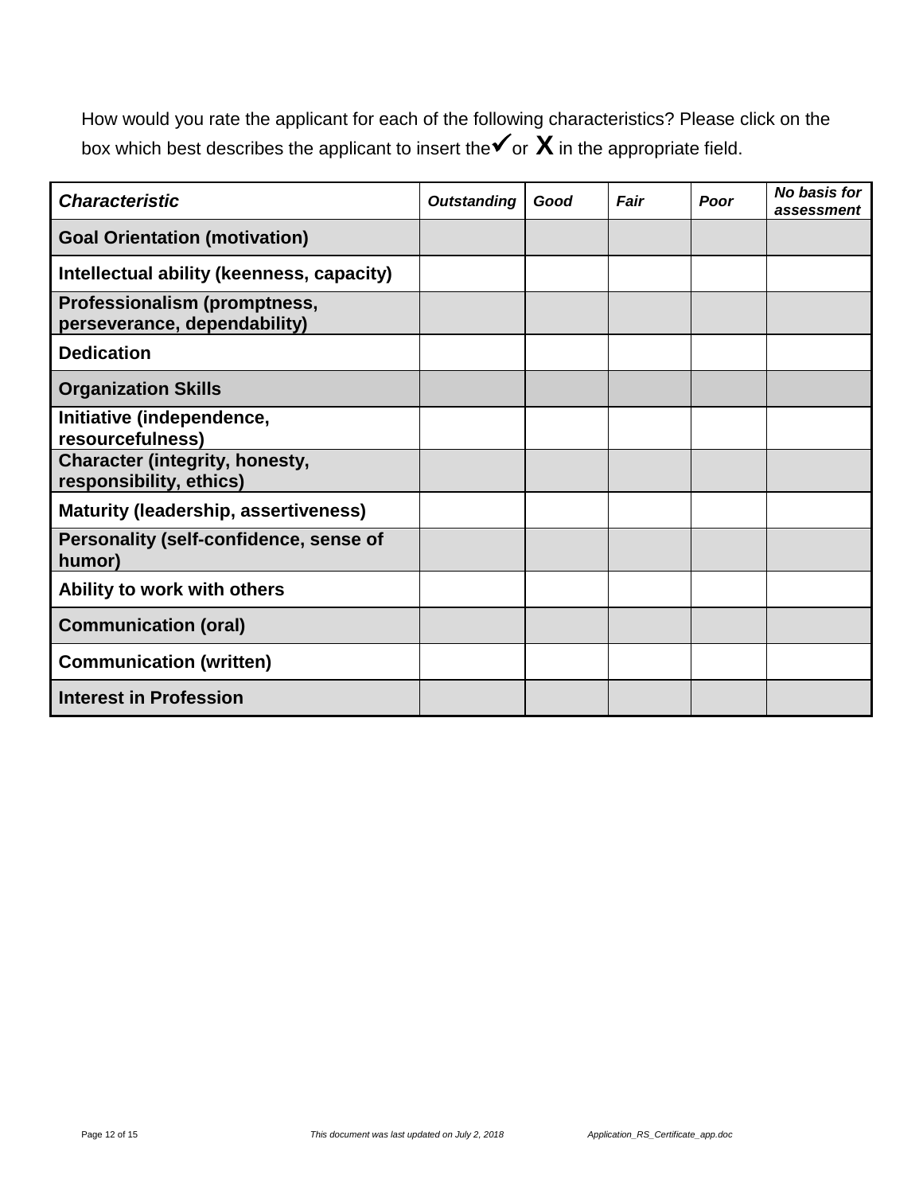How would you rate the applicant for each of the following characteristics? Please click on the box which best describes the applicant to insert the ✓ or **X** in the appropriate field.

| ***Characteristic*** | ***Outstanding*** | ***Good*** | ***Fair*** | ***Poor*** | ***No basis for assessment*** |
|---|---|---|---|---|---|
| **Goal Orientation (motivation)** | | | | | |
| **Intellectual ability (keenness, capacity)** | | | | | |
| **Professionalism (promptness, perseverance, dependability)** | | | | | |
| **Dedication** | | | | | |
| **Organization Skills** | | | | | |
| **Initiative (independence, resourcefulness)** | | | | | |
| **Character (integrity, honesty, responsibility, ethics)** | | | | | |
| **Maturity (leadership, assertiveness)** | | | | | |
| **Personality (self-confidence, sense of humor)** | | | | | |
| **Ability to work with others** | | | | | |
| **Communication (oral)** | | | | | |
| **Communication (written)** | | | | | |
| **Interest in Profession** | | | | | |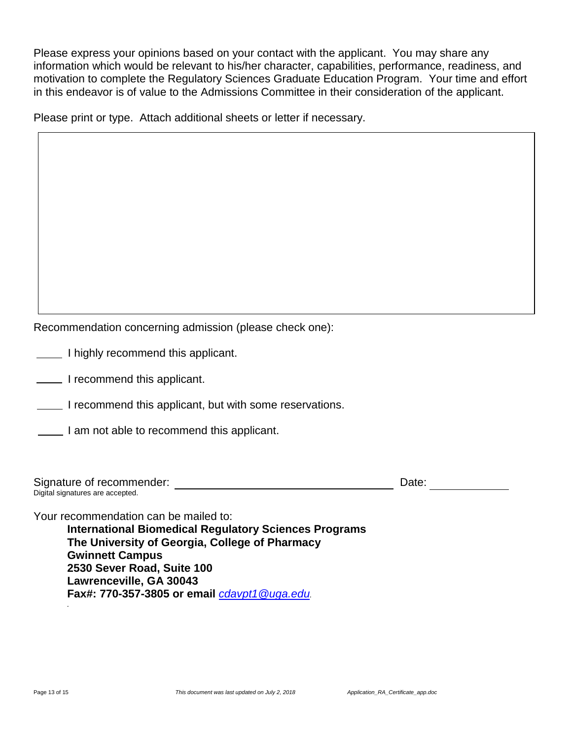Please express your opinions based on your contact with the applicant. You may share any information which would be relevant to his/her character, capabilities, performance, readiness, and motivation to complete the Regulatory Sciences Graduate Education Program. Your time and effort in this endeavor is of value to the Admissions Committee in their consideration of the applicant.

Please print or type. Attach additional sheets or letter if necessary.

|   |
|---|
|   |

Recommendation concerning admission (please check one):

_____ I highly recommend this applicant.

_____ I recommend this applicant.

_____ I recommend this applicant, but with some reservations.

_____ I am not able to recommend this applicant.

Signature of recommender: ______________________________ Date: ____________

Digital signatures are accepted.

Your recommendation can be mailed to:

**International Biomedical Regulatory Sciences Programs**
**The University of Georgia, College of Pharmacy**
**Gwinnett Campus**
**2530 Sever Road, Suite 100**
**Lawrenceville, GA 30043**
**Fax#: 770-357-3805 or email** cdavpt1@uga.edu.

*This document was last updated on July 2, 2018* *Application_RA_Certificate_app.doc*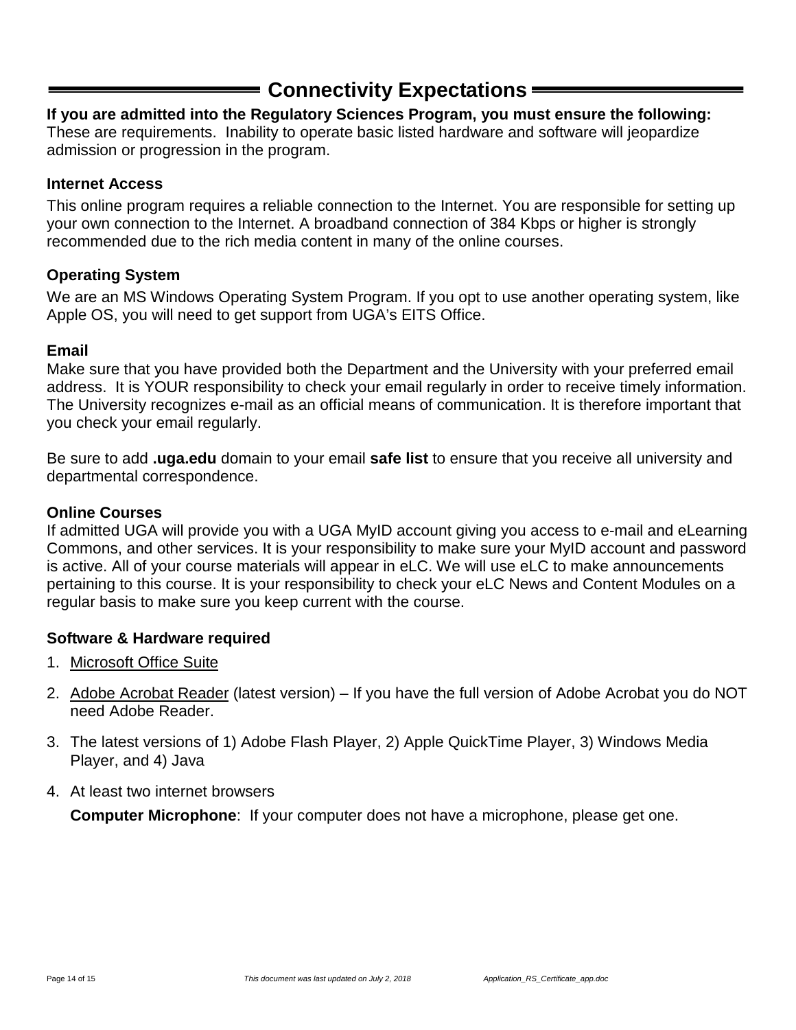## Connectivity Expectations

**If you are admitted into the Regulatory Sciences Program, you must ensure the following:**
These are requirements. Inability to operate basic listed hardware and software will jeopardize admission or progression in the program.

### Internet Access

This online program requires a reliable connection to the Internet. You are responsible for setting up your own connection to the Internet. A broadband connection of 384 Kbps or higher is strongly recommended due to the rich media content in many of the online courses.

### Operating System

We are an MS Windows Operating System Program. If you opt to use another operating system, like Apple OS, you will need to get support from UGA's EITS Office.

### Email

Make sure that you have provided both the Department and the University with your preferred email address. It is YOUR responsibility to check your email regularly in order to receive timely information. The University recognizes e-mail as an official means of communication. It is therefore important that you check your email regularly.

Be sure to add **.uga.edu** domain to your email **safe list** to ensure that you receive all university and departmental correspondence.

### Online Courses

If admitted UGA will provide you with a UGA MyID account giving you access to e-mail and eLearning Commons, and other services. It is your responsibility to make sure your MyID account and password is active. All of your course materials will appear in eLC. We will use eLC to make announcements pertaining to this course. It is your responsibility to check your eLC News and Content Modules on a regular basis to make sure you keep current with the course.

### Software & Hardware required

1. Microsoft Office Suite
2. Adobe Acrobat Reader (latest version) – If you have the full version of Adobe Acrobat you do NOT need Adobe Reader.
3. The latest versions of 1) Adobe Flash Player, 2) Apple QuickTime Player, 3) Windows Media Player, and 4) Java
4. At least two internet browsers

   **Computer Microphone**: If your computer does not have a microphone, please get one.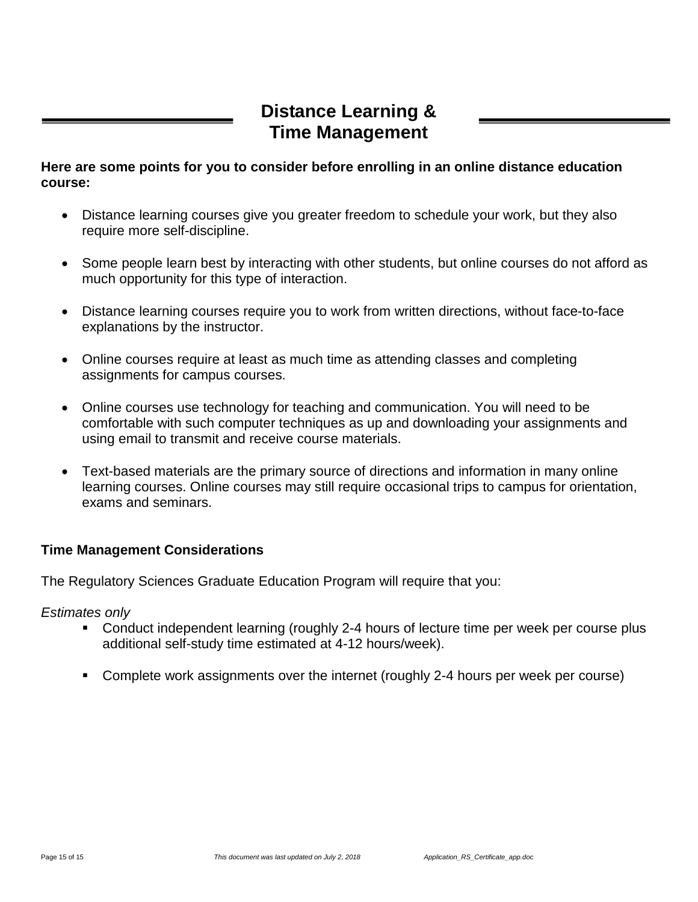# Distance Learning & Time Management

**Here are some points for you to consider before enrolling in an online distance education course:**

- Distance learning courses give you greater freedom to schedule your work, but they also require more self-discipline.
- Some people learn best by interacting with other students, but online courses do not afford as much opportunity for this type of interaction.
- Distance learning courses require you to work from written directions, without face-to-face explanations by the instructor.
- Online courses require at least as much time as attending classes and completing assignments for campus courses.
- Online courses use technology for teaching and communication. You will need to be comfortable with such computer techniques as up and downloading your assignments and using email to transmit and receive course materials.
- Text-based materials are the primary source of directions and information in many online learning courses. Online courses may still require occasional trips to campus for orientation, exams and seminars.

**Time Management Considerations**

The Regulatory Sciences Graduate Education Program will require that you:

*Estimates only*

- Conduct independent learning (roughly 2-4 hours of lecture time per week per course plus additional self-study time estimated at 4-12 hours/week).
- Complete work assignments over the internet (roughly 2-4 hours per week per course)